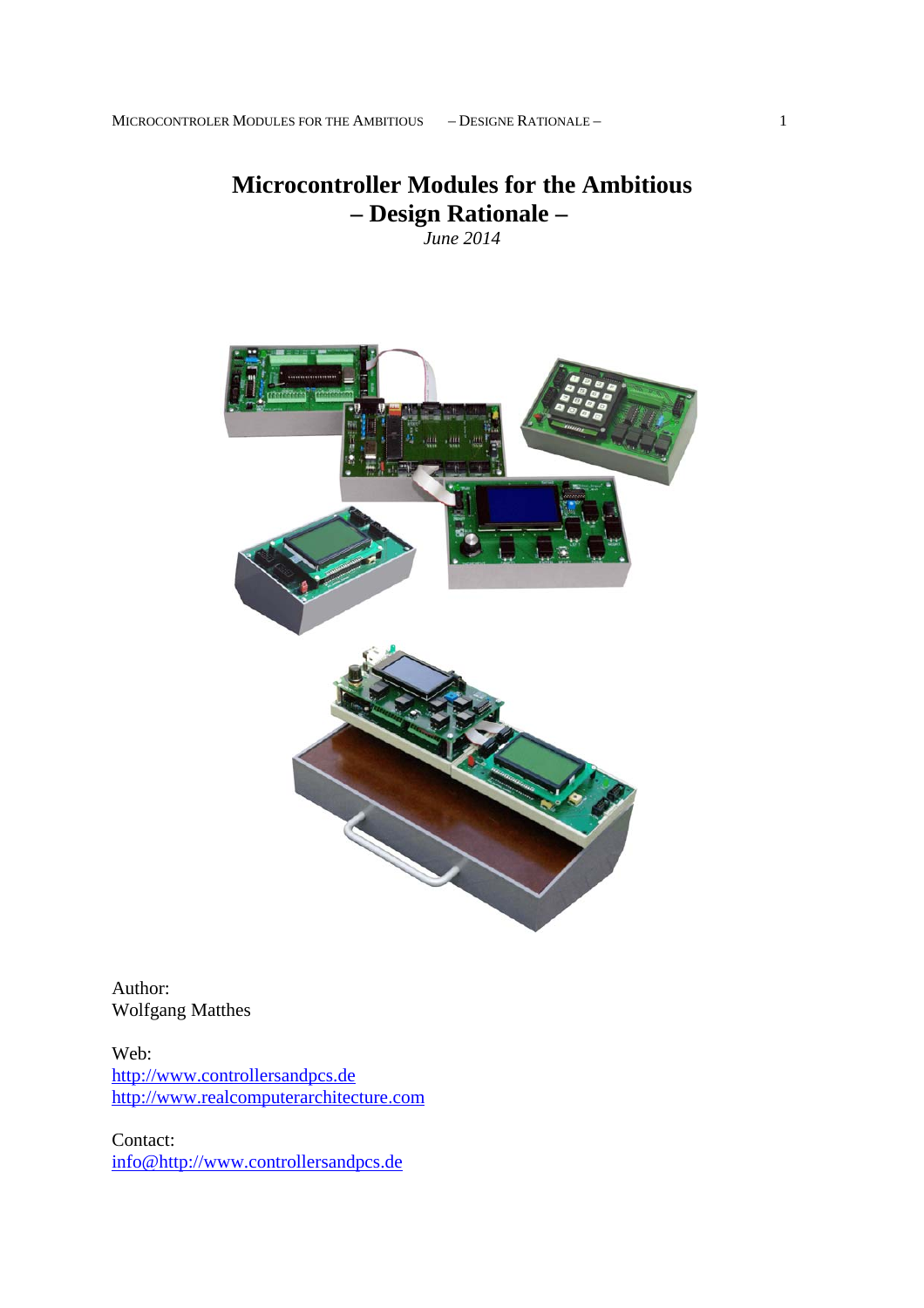# Microcontroller Modules for the Ambitious
# – Design Rationale –

*June 2014*

Author:
Wolfgang Matthes

Web:
[http://www.controllersandpcs.de](http://www.controllersandpcs.de)
[http://www.realcomputerarchitecture.com](http://www.realcomputerarchitecture.com)

Contact:
[info@http://www.controllersandpcs.de](info@http://www.controllersandpcs.de)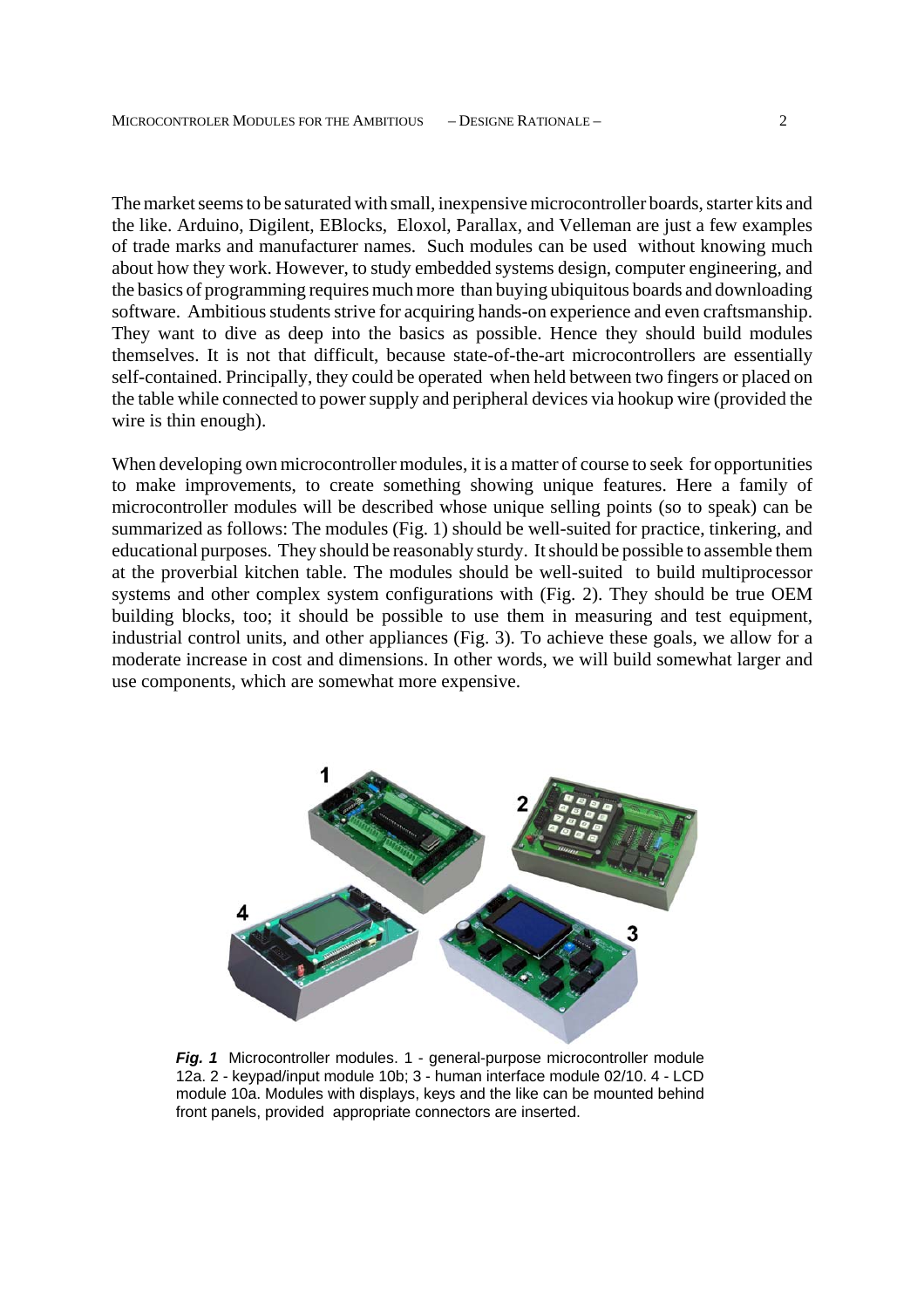The market seems to be saturated with small, inexpensive microcontroller boards, starter kits and the like. Arduino, Digilent, EBlocks, Eloxol, Parallax, and Velleman are just a few examples of trade marks and manufacturer names. Such modules can be used without knowing much about how they work. However, to study embedded systems design, computer engineering, and the basics of programming requires much more than buying ubiquitous boards and downloading software. Ambitious students strive for acquiring hands-on experience and even craftsmanship. They want to dive as deep into the basics as possible. Hence they should build modules themselves. It is not that difficult, because state-of-the-art microcontrollers are essentially self-contained. Principally, they could be operated when held between two fingers or placed on the table while connected to power supply and peripheral devices via hookup wire (provided the wire is thin enough).

When developing own microcontroller modules, it is a matter of course to seek for opportunities to make improvements, to create something showing unique features. Here a family of microcontroller modules will be described whose unique selling points (so to speak) can be summarized as follows: The modules (Fig. 1) should be well-suited for practice, tinkering, and educational purposes. They should be reasonably sturdy. It should be possible to assemble them at the proverbial kitchen table. The modules should be well-suited to build multiprocessor systems and other complex system configurations with (Fig. 2). They should be true OEM building blocks, too; it should be possible to use them in measuring and test equipment, industrial control units, and other appliances (Fig. 3). To achieve these goals, we allow for a moderate increase in cost and dimensions. In other words, we will build somewhat larger and use components, which are somewhat more expensive.

***Fig. 1*** Microcontroller modules. 1 - general-purpose microcontroller module 12a. 2 - keypad/input module 10b; 3 - human interface module 02/10. 4 - LCD module 10a. Modules with displays, keys and the like can be mounted behind front panels, provided appropriate connectors are inserted.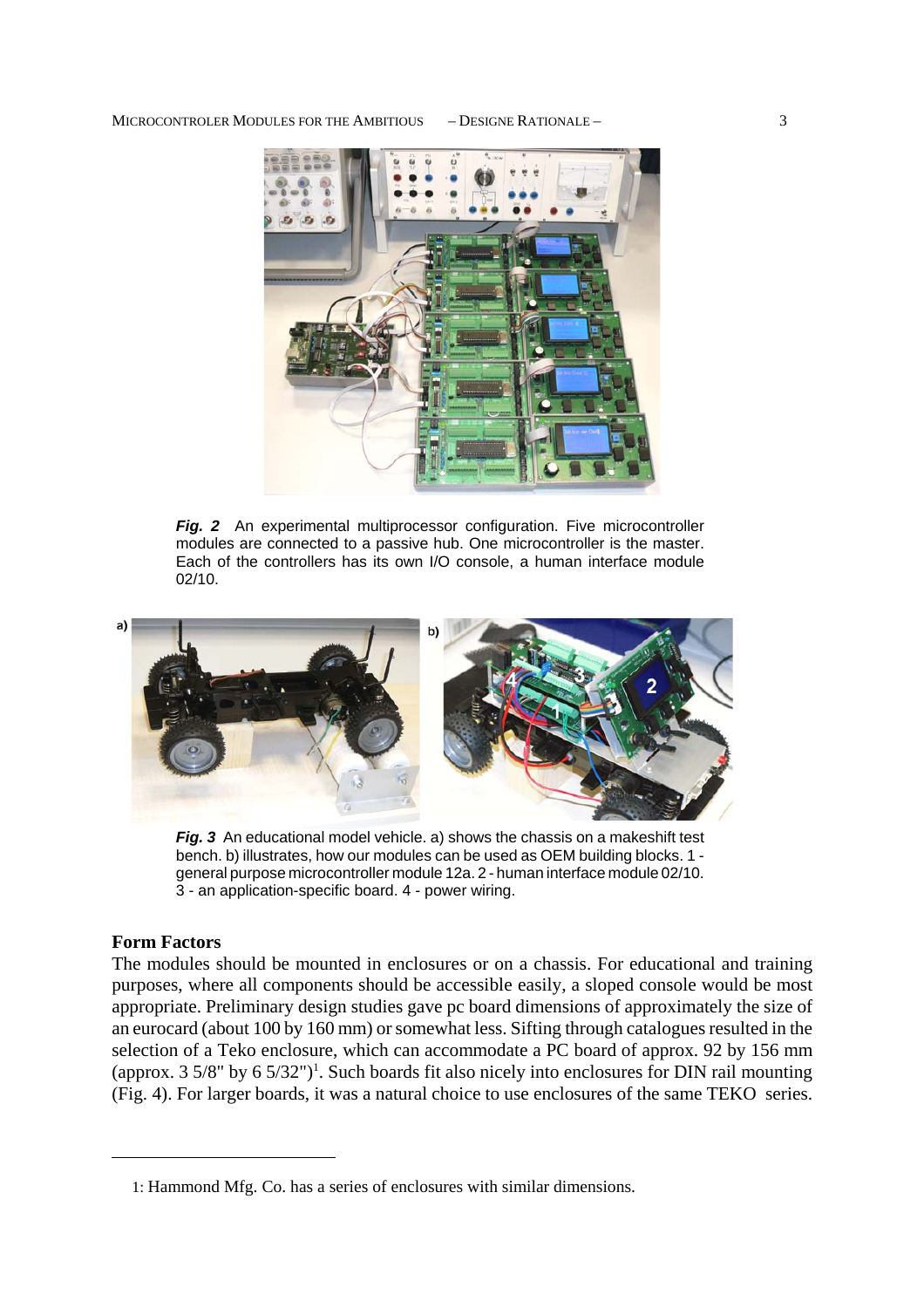*Fig. 2* An experimental multiprocessor configuration. Five microcontroller modules are connected to a passive hub. One microcontroller is the master. Each of the controllers has its own I/O console, a human interface module 02/10.

*Fig. 3* An educational model vehicle. a) shows the chassis on a makeshift test bench. b) illustrates, how our modules can be used as OEM building blocks. 1 - general purpose microcontroller module 12a. 2 - human interface module 02/10. 3 - an application-specific board. 4 - power wiring.

## Form Factors

The modules should be mounted in enclosures or on a chassis. For educational and training purposes, where all components should be accessible easily, a sloped console would be most appropriate. Preliminary design studies gave pc board dimensions of approximately the size of an eurocard (about 100 by 160 mm) or somewhat less. Sifting through catalogues resulted in the selection of a Teko enclosure, which can accommodate a PC board of approx. 92 by 156 mm (approx. 3 5/8" by 6 5/32")[1]. Such boards fit also nicely into enclosures for DIN rail mounting (Fig. 4). For larger boards, it was a natural choice to use enclosures of the same TEKO series.

1: Hammond Mfg. Co. has a series of enclosures with similar dimensions.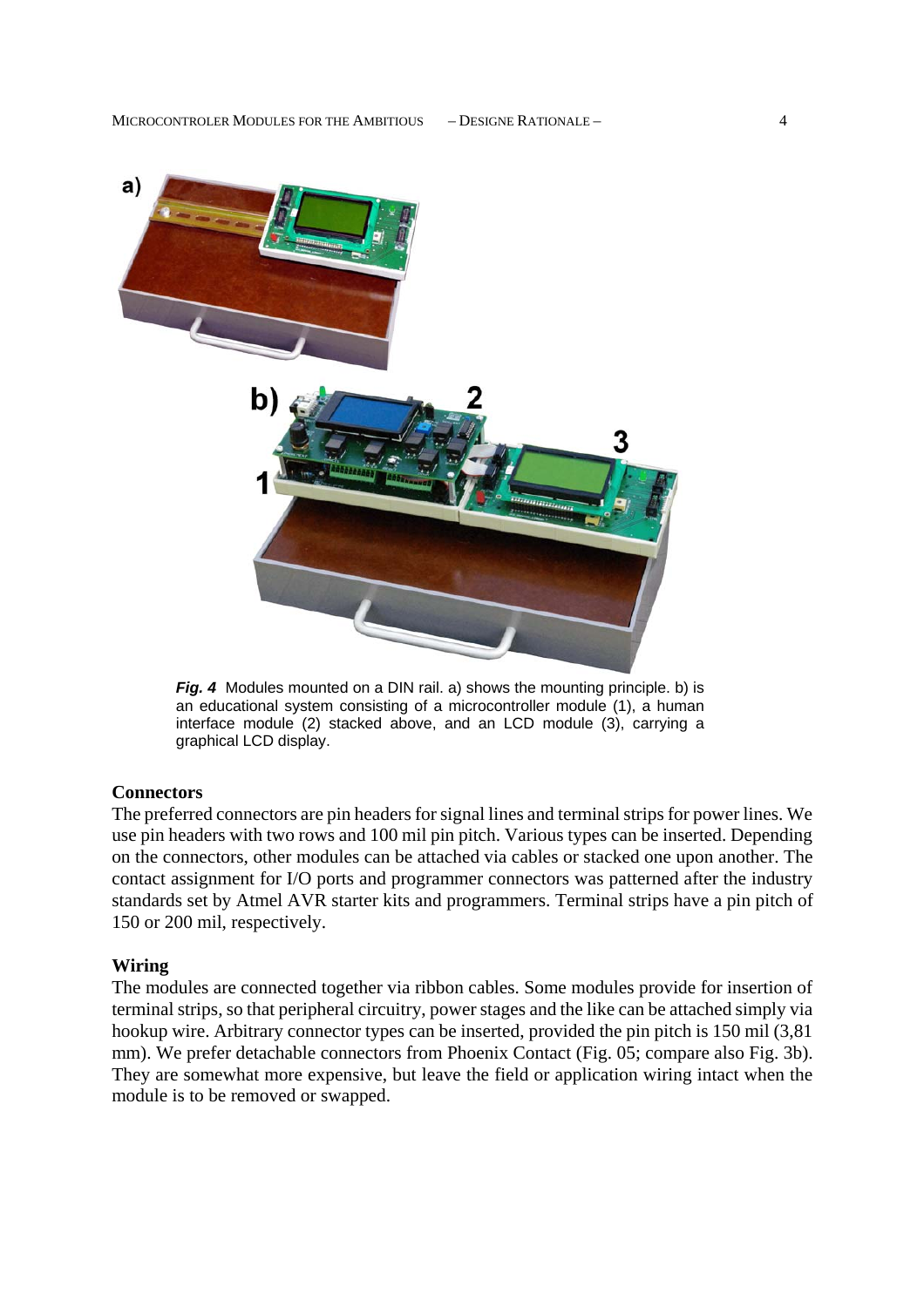*Fig. 4* Modules mounted on a DIN rail. a) shows the mounting principle. b) is an educational system consisting of a microcontroller module (1), a human interface module (2) stacked above, and an LCD module (3), carrying a graphical LCD display.

**Connectors**

The preferred connectors are pin headers for signal lines and terminal strips for power lines. We use pin headers with two rows and 100 mil pin pitch. Various types can be inserted. Depending on the connectors, other modules can be attached via cables or stacked one upon another. The contact assignment for I/O ports and programmer connectors was patterned after the industry standards set by Atmel AVR starter kits and programmers. Terminal strips have a pin pitch of 150 or 200 mil, respectively.

**Wiring**

The modules are connected together via ribbon cables. Some modules provide for insertion of terminal strips, so that peripheral circuitry, power stages and the like can be attached simply via hookup wire. Arbitrary connector types can be inserted, provided the pin pitch is 150 mil (3,81 mm). We prefer detachable connectors from Phoenix Contact (Fig. 05; compare also Fig. 3b). They are somewhat more expensive, but leave the field or application wiring intact when the module is to be removed or swapped.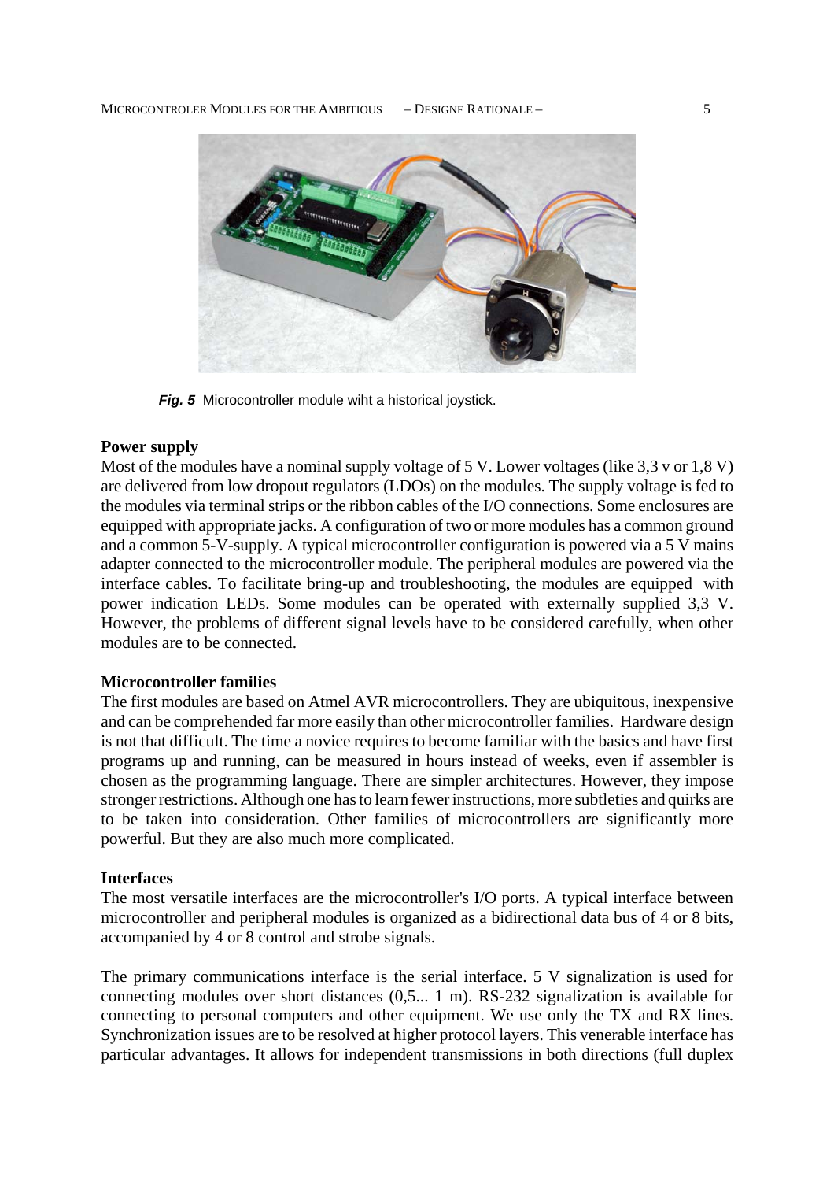**Fig. 5** Microcontroller module wiht a historical joystick.

## Power supply

Most of the modules have a nominal supply voltage of 5 V. Lower voltages (like 3,3 v or 1,8 V) are delivered from low dropout regulators (LDOs) on the modules. The supply voltage is fed to the modules via terminal strips or the ribbon cables of the I/O connections. Some enclosures are equipped with appropriate jacks. A configuration of two or more modules has a common ground and a common 5-V-supply. A typical microcontroller configuration is powered via a 5 V mains adapter connected to the microcontroller module. The peripheral modules are powered via the interface cables. To facilitate bring-up and troubleshooting, the modules are equipped with power indication LEDs. Some modules can be operated with externally supplied 3,3 V. However, the problems of different signal levels have to be considered carefully, when other modules are to be connected.

## Microcontroller families

The first modules are based on Atmel AVR microcontrollers. They are ubiquitous, inexpensive and can be comprehended far more easily than other microcontroller families. Hardware design is not that difficult. The time a novice requires to become familiar with the basics and have first programs up and running, can be measured in hours instead of weeks, even if assembler is chosen as the programming language. There are simpler architectures. However, they impose stronger restrictions. Although one has to learn fewer instructions, more subtleties and quirks are to be taken into consideration. Other families of microcontrollers are significantly more powerful. But they are also much more complicated.

## Interfaces

The most versatile interfaces are the microcontroller's I/O ports. A typical interface between microcontroller and peripheral modules is organized as a bidirectional data bus of 4 or 8 bits, accompanied by 4 or 8 control and strobe signals.

The primary communications interface is the serial interface. 5 V signalization is used for connecting modules over short distances (0,5... 1 m). RS-232 signalization is available for connecting to personal computers and other equipment. We use only the TX and RX lines. Synchronization issues are to be resolved at higher protocol layers. This venerable interface has particular advantages. It allows for independent transmissions in both directions (full duplex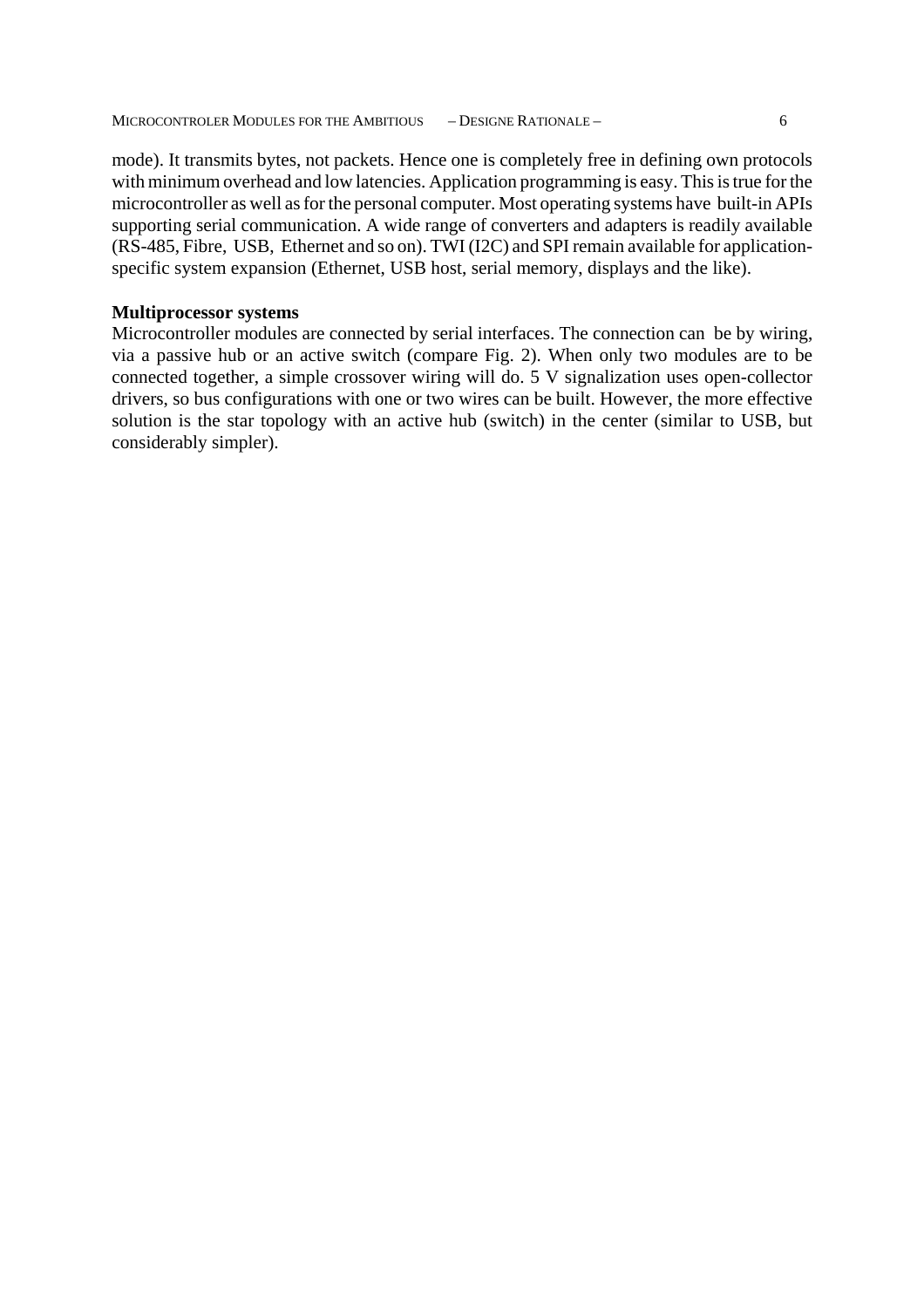mode). It transmits bytes, not packets. Hence one is completely free in defining own protocols with minimum overhead and low latencies. Application programming is easy. This is true for the microcontroller as well as for the personal computer. Most operating systems have built-in APIs supporting serial communication. A wide range of converters and adapters is readily available (RS-485, Fibre, USB, Ethernet and so on). TWI (I2C) and SPI remain available for application-specific system expansion (Ethernet, USB host, serial memory, displays and the like).

**Multiprocessor systems**

Microcontroller modules are connected by serial interfaces. The connection can be by wiring, via a passive hub or an active switch (compare Fig. 2). When only two modules are to be connected together, a simple crossover wiring will do. 5 V signalization uses open-collector drivers, so bus configurations with one or two wires can be built. However, the more effective solution is the star topology with an active hub (switch) in the center (similar to USB, but considerably simpler).